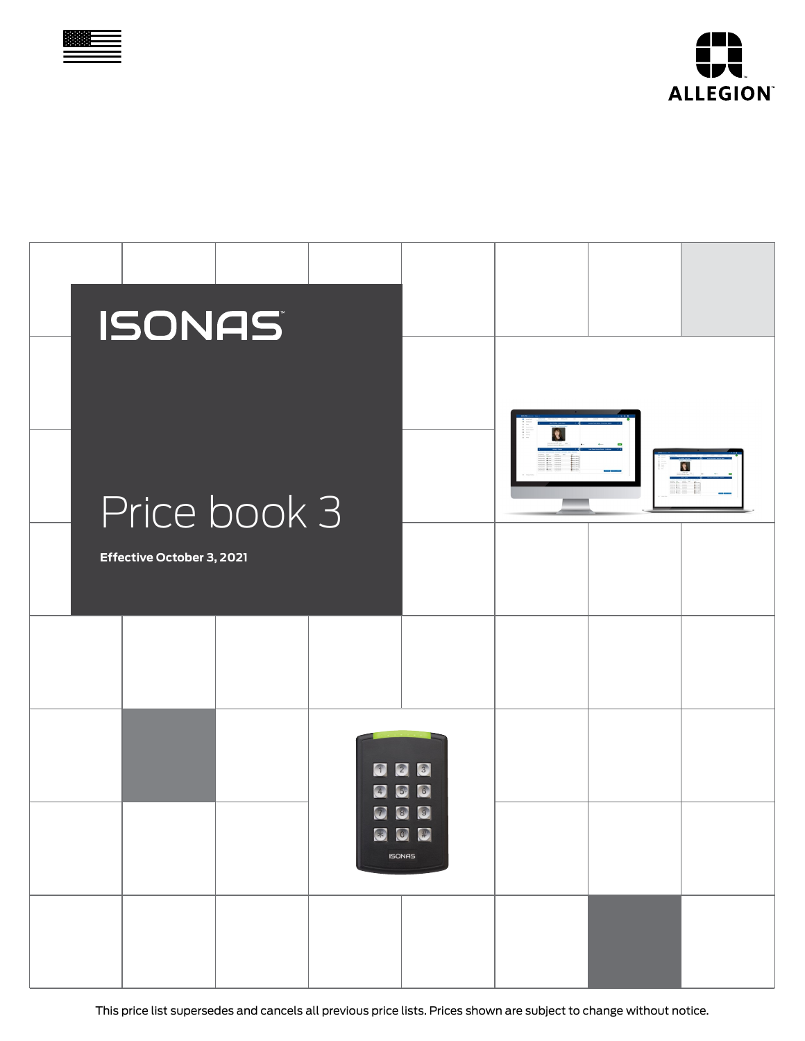ALLEGION™

# ISONAS™

# Price book 3

**Effective October 3, 2021**

This price list supersedes and cancels all previous price lists. Prices shown are subject to change without notice.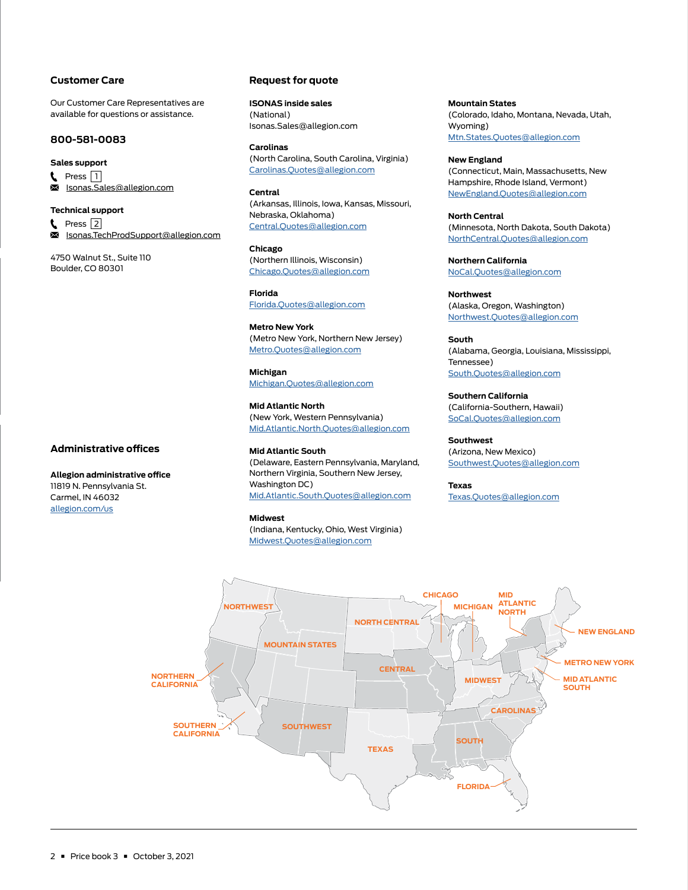## Customer Care

Our Customer Care Representatives are available for questions or assistance.

### 800-581-0083

**Sales support**

Press 1

Isonas.Sales@allegion.com

**Technical support**

Press 2

Isonas.TechProdSupport@allegion.com

4750 Walnut St., Suite 110
Boulder, CO 80301

## Administrative offices

**Allegion administrative office**
11819 N. Pennsylvania St.
Carmel, IN 46032
allegion.com/us

## Request for quote

**ISONAS inside sales**
(National)
Isonas.Sales@allegion.com

**Carolinas**
(North Carolina, South Carolina, Virginia)
Carolinas.Quotes@allegion.com

**Central**
(Arkansas, Illinois, Iowa, Kansas, Missouri, Nebraska, Oklahoma)
Central.Quotes@allegion.com

**Chicago**
(Northern Illinois, Wisconsin)
Chicago.Quotes@allegion.com

**Florida**
Florida.Quotes@allegion.com

**Metro New York**
(Metro New York, Northern New Jersey)
Metro.Quotes@allegion.com

**Michigan**
Michigan.Quotes@allegion.com

**Mid Atlantic North**
(New York, Western Pennsylvania)
Mid.Atlantic.North.Quotes@allegion.com

**Mid Atlantic South**
(Delaware, Eastern Pennsylvania, Maryland, Northern Virginia, Southern New Jersey, Washington DC)
Mid.Atlantic.South.Quotes@allegion.com

**Midwest**
(Indiana, Kentucky, Ohio, West Virginia)
Midwest.Quotes@allegion.com

**Mountain States**
(Colorado, Idaho, Montana, Nevada, Utah, Wyoming)
Mtn.States.Quotes@allegion.com

**New England**
(Connecticut, Main, Massachusetts, New Hampshire, Rhode Island, Vermont)
NewEngland.Quotes@allegion.com

**North Central**
(Minnesota, North Dakota, South Dakota)
NorthCentral.Quotes@allegion.com

**Northern California**
NoCal.Quotes@allegion.com

**Northwest**
(Alaska, Oregon, Washington)
Northwest.Quotes@allegion.com

**South**
(Alabama, Georgia, Louisiana, Mississippi, Tennessee)
South.Quotes@allegion.com

**Southern California**
(California-Southern, Hawaii)
SoCal.Quotes@allegion.com

**Southwest**
(Arizona, New Mexico)
Southwest.Quotes@allegion.com

**Texas**
Texas.Quotes@allegion.com

NORTHWEST, MOUNTAIN STATES, NORTH CENTRAL, CHICAGO, MICHIGAN, MID ATLANTIC NORTH, NEW ENGLAND, METRO NEW YORK, MID ATLANTIC SOUTH, NORTHERN CALIFORNIA, CENTRAL, MIDWEST, CAROLINAS, SOUTHERN CALIFORNIA, SOUTHWEST, TEXAS, SOUTH, FLORIDA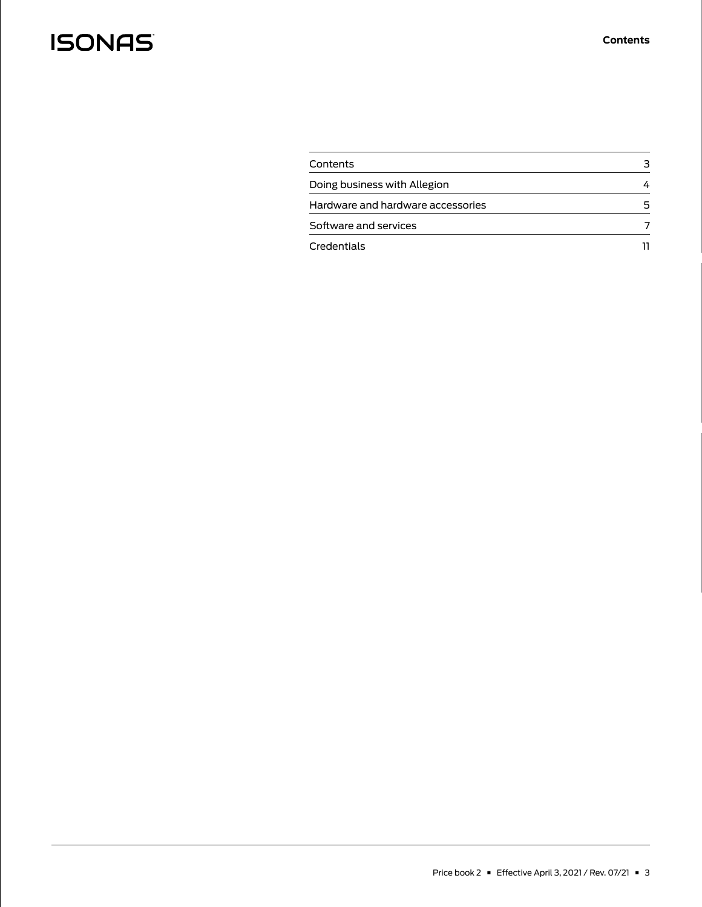# Contents

| | |
|---|---|
| Contents | 3 |
| Doing business with Allegion | 4 |
| Hardware and hardware accessories | 5 |
| Software and services | 7 |
| Credentials | 11 |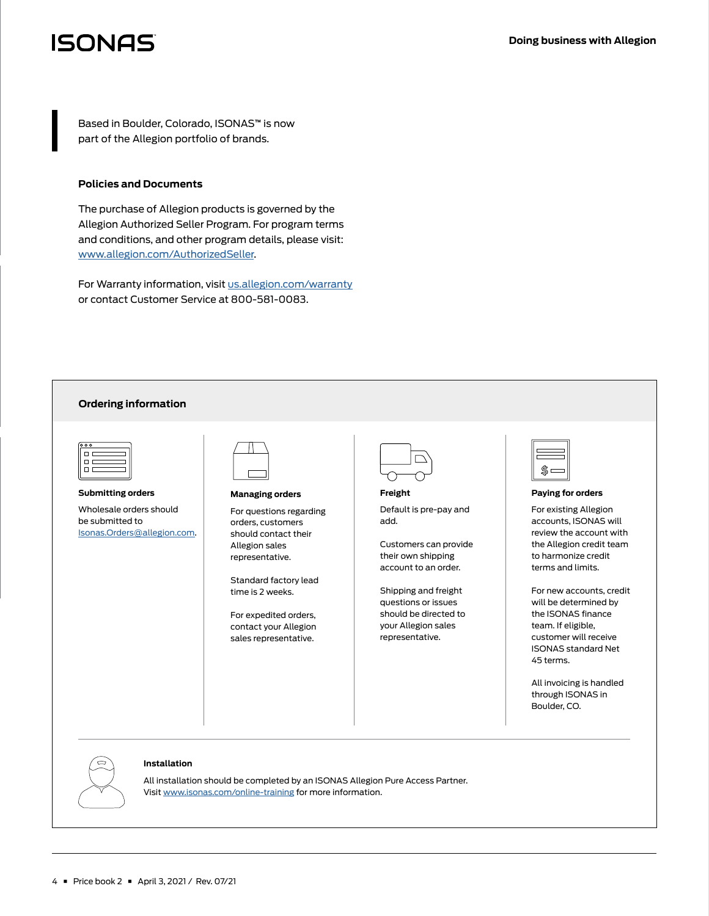Based in Boulder, Colorado, ISONAS™ is now part of the Allegion portfolio of brands.

### Policies and Documents

The purchase of Allegion products is governed by the Allegion Authorized Seller Program. For program terms and conditions, and other program details, please visit: www.allegion.com/AuthorizedSeller.

For Warranty information, visit us.allegion.com/warranty or contact Customer Service at 800-581-0083.

## Ordering information

### Submitting orders

Wholesale orders should be submitted to Isonas.Orders@allegion.com.

### Managing orders

For questions regarding orders, customers should contact their Allegion sales representative.

Standard factory lead time is 2 weeks.

For expedited orders, contact your Allegion sales representative.

### Freight

Default is pre-pay and add.

Customers can provide their own shipping account to an order.

Shipping and freight questions or issues should be directed to your Allegion sales representative.

### Paying for orders

For existing Allegion accounts, ISONAS will review the account with the Allegion credit team to harmonize credit terms and limits.

For new accounts, credit will be determined by the ISONAS finance team. If eligible, customer will receive ISONAS standard Net 45 terms.

All invoicing is handled through ISONAS in Boulder, CO.

### Installation

All installation should be completed by an ISONAS Allegion Pure Access Partner. Visit www.isonas.com/online-training for more information.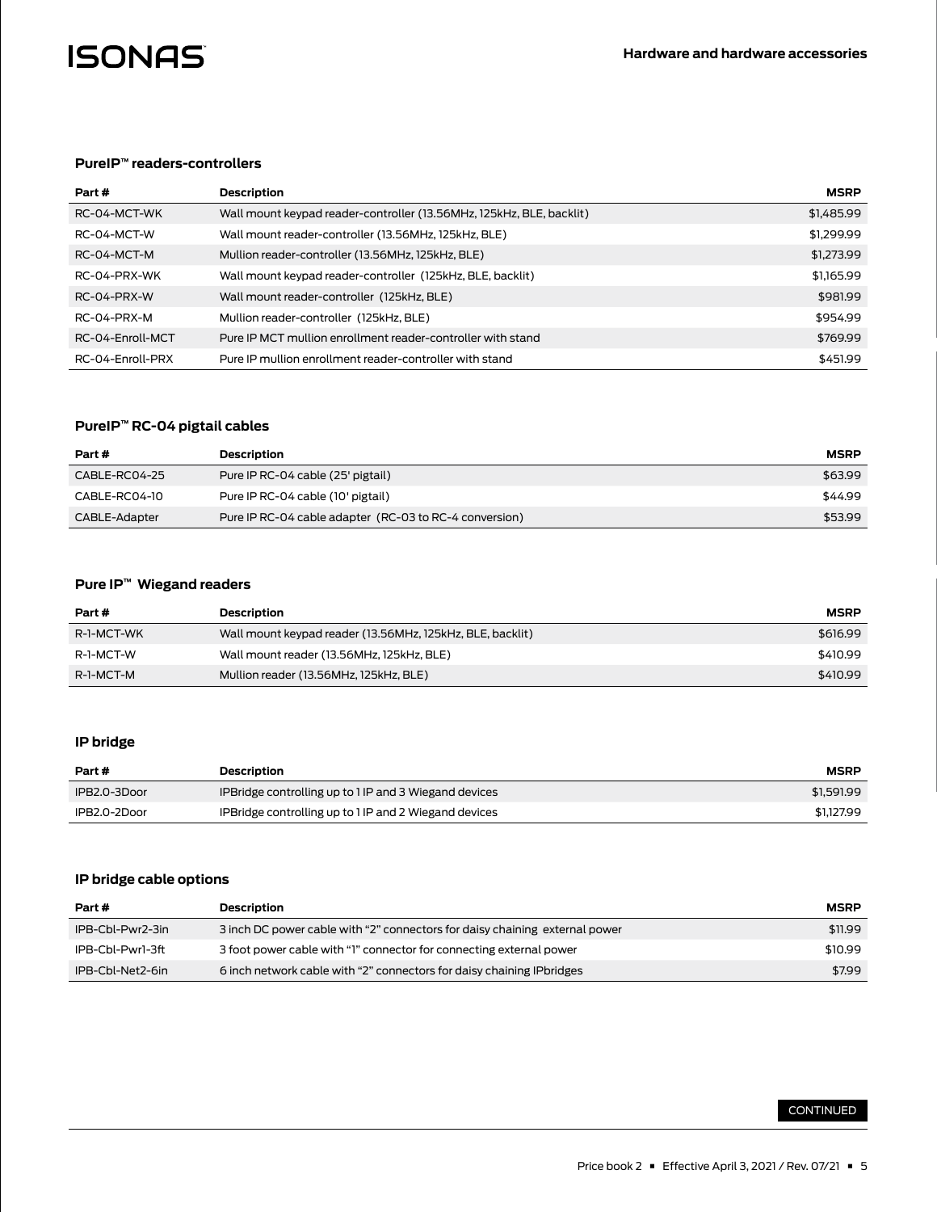## PureIP™ readers-controllers

| Part # | Description | MSRP |
|---|---|---|
| RC-04-MCT-WK | Wall mount keypad reader-controller (13.56MHz, 125kHz, BLE, backlit) | $1,485.99 |
| RC-04-MCT-W | Wall mount reader-controller (13.56MHz, 125kHz, BLE) | $1,299.99 |
| RC-04-MCT-M | Mullion reader-controller (13.56MHz, 125kHz, BLE) | $1,273.99 |
| RC-04-PRX-WK | Wall mount keypad reader-controller (125kHz, BLE, backlit) | $1,165.99 |
| RC-04-PRX-W | Wall mount reader-controller (125kHz, BLE) | $981.99 |
| RC-04-PRX-M | Mullion reader-controller (125kHz, BLE) | $954.99 |
| RC-04-Enroll-MCT | Pure IP MCT mullion enrollment reader-controller with stand | $769.99 |
| RC-04-Enroll-PRX | Pure IP mullion enrollment reader-controller with stand | $451.99 |

## PureIP™ RC-04 pigtail cables

| Part # | Description | MSRP |
|---|---|---|
| CABLE-RC04-25 | Pure IP RC-04 cable (25' pigtail) | $63.99 |
| CABLE-RC04-10 | Pure IP RC-04 cable (10' pigtail) | $44.99 |
| CABLE-Adapter | Pure IP RC-04 cable adapter (RC-03 to RC-4 conversion) | $53.99 |

## Pure IP™ Wiegand readers

| Part # | Description | MSRP |
|---|---|---|
| R-1-MCT-WK | Wall mount keypad reader (13.56MHz, 125kHz, BLE, backlit) | $616.99 |
| R-1-MCT-W | Wall mount reader (13.56MHz, 125kHz, BLE) | $410.99 |
| R-1-MCT-M | Mullion reader (13.56MHz, 125kHz, BLE) | $410.99 |

## IP bridge

| Part # | Description | MSRP |
|---|---|---|
| IPB2.0-3Door | IPBridge controlling up to 1 IP and 3 Wiegand devices | $1,591.99 |
| IPB2.0-2Door | IPBridge controlling up to 1 IP and 2 Wiegand devices | $1,127.99 |

## IP bridge cable options

| Part # | Description | MSRP |
|---|---|---|
| IPB-Cbl-Pwr2-3in | 3 inch DC power cable with "2" connectors for daisy chaining external power | $11.99 |
| IPB-Cbl-Pwr1-3ft | 3 foot power cable with "1" connector for connecting external power | $10.99 |
| IPB-Cbl-Net2-6in | 6 inch network cable with "2" connectors for daisy chaining IPbridges | $7.99 |

CONTINUED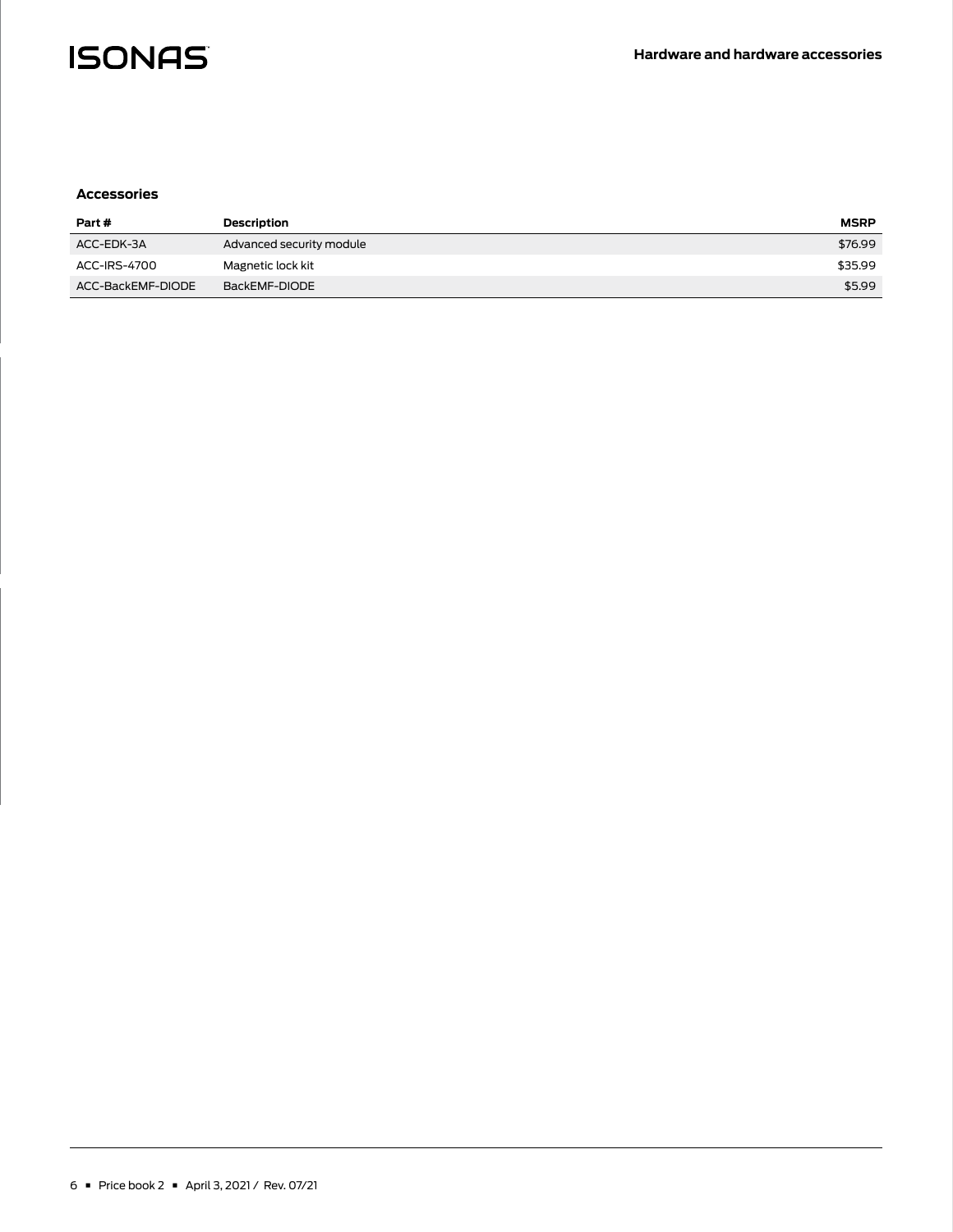### Accessories

| Part # | Description | MSRP |
|---|---|---|
| ACC-EDK-3A | Advanced security module | $76.99 |
| ACC-IRS-4700 | Magnetic lock kit | $35.99 |
| ACC-BackEMF-DIODE | BackEMF-DIODE | $5.99 |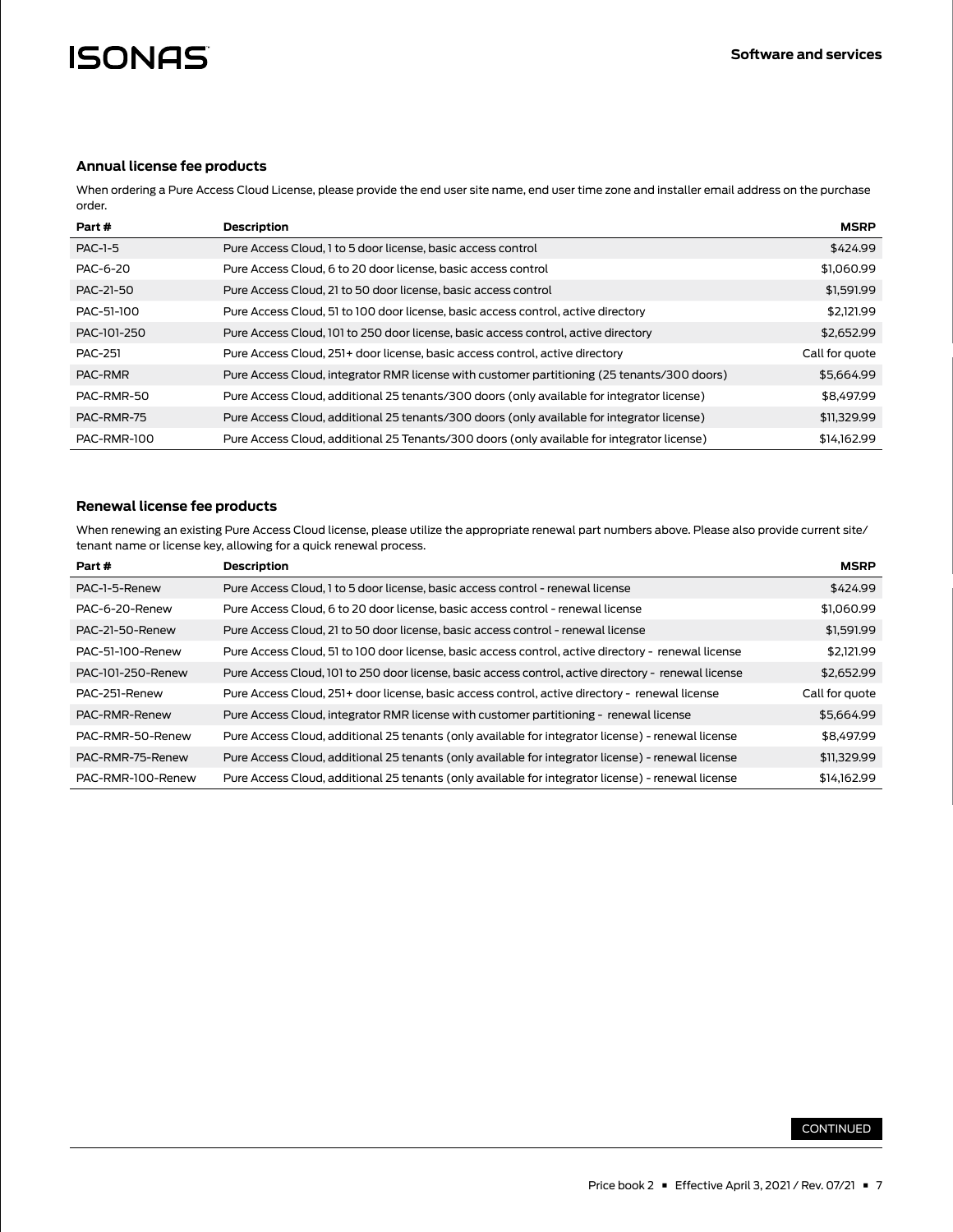## Annual license fee products

When ordering a Pure Access Cloud License, please provide the end user site name, end user time zone and installer email address on the purchase order.

| Part # | Description | MSRP |
|---|---|---|
| PAC-1-5 | Pure Access Cloud, 1 to 5 door license, basic access control | $424.99 |
| PAC-6-20 | Pure Access Cloud, 6 to 20 door license, basic access control | $1,060.99 |
| PAC-21-50 | Pure Access Cloud, 21 to 50 door license, basic access control | $1,591.99 |
| PAC-51-100 | Pure Access Cloud, 51 to 100 door license, basic access control, active directory | $2,121.99 |
| PAC-101-250 | Pure Access Cloud, 101 to 250 door license, basic access control, active directory | $2,652.99 |
| PAC-251 | Pure Access Cloud, 251+ door license, basic access control, active directory | Call for quote |
| PAC-RMR | Pure Access Cloud, integrator RMR license with customer partitioning (25 tenants/300 doors) | $5,664.99 |
| PAC-RMR-50 | Pure Access Cloud, additional 25 tenants/300 doors (only available for integrator license) | $8,497.99 |
| PAC-RMR-75 | Pure Access Cloud, additional 25 tenants/300 doors (only available for integrator license) | $11,329.99 |
| PAC-RMR-100 | Pure Access Cloud, additional 25 Tenants/300 doors (only available for integrator license) | $14,162.99 |

## Renewal license fee products

When renewing an existing Pure Access Cloud license, please utilize the appropriate renewal part numbers above. Please also provide current site/ tenant name or license key, allowing for a quick renewal process.

| Part # | Description | MSRP |
|---|---|---|
| PAC-1-5-Renew | Pure Access Cloud, 1 to 5 door license, basic access control - renewal license | $424.99 |
| PAC-6-20-Renew | Pure Access Cloud, 6 to 20 door license, basic access control - renewal license | $1,060.99 |
| PAC-21-50-Renew | Pure Access Cloud, 21 to 50 door license, basic access control - renewal license | $1,591.99 |
| PAC-51-100-Renew | Pure Access Cloud, 51 to 100 door license, basic access control, active directory - renewal license | $2,121.99 |
| PAC-101-250-Renew | Pure Access Cloud, 101 to 250 door license, basic access control, active directory - renewal license | $2,652.99 |
| PAC-251-Renew | Pure Access Cloud, 251+ door license, basic access control, active directory - renewal license | Call for quote |
| PAC-RMR-Renew | Pure Access Cloud, integrator RMR license with customer partitioning - renewal license | $5,664.99 |
| PAC-RMR-50-Renew | Pure Access Cloud, additional 25 tenants (only available for integrator license) - renewal license | $8,497.99 |
| PAC-RMR-75-Renew | Pure Access Cloud, additional 25 tenants (only available for integrator license) - renewal license | $11,329.99 |
| PAC-RMR-100-Renew | Pure Access Cloud, additional 25 tenants (only available for integrator license) - renewal license | $14,162.99 |

CONTINUED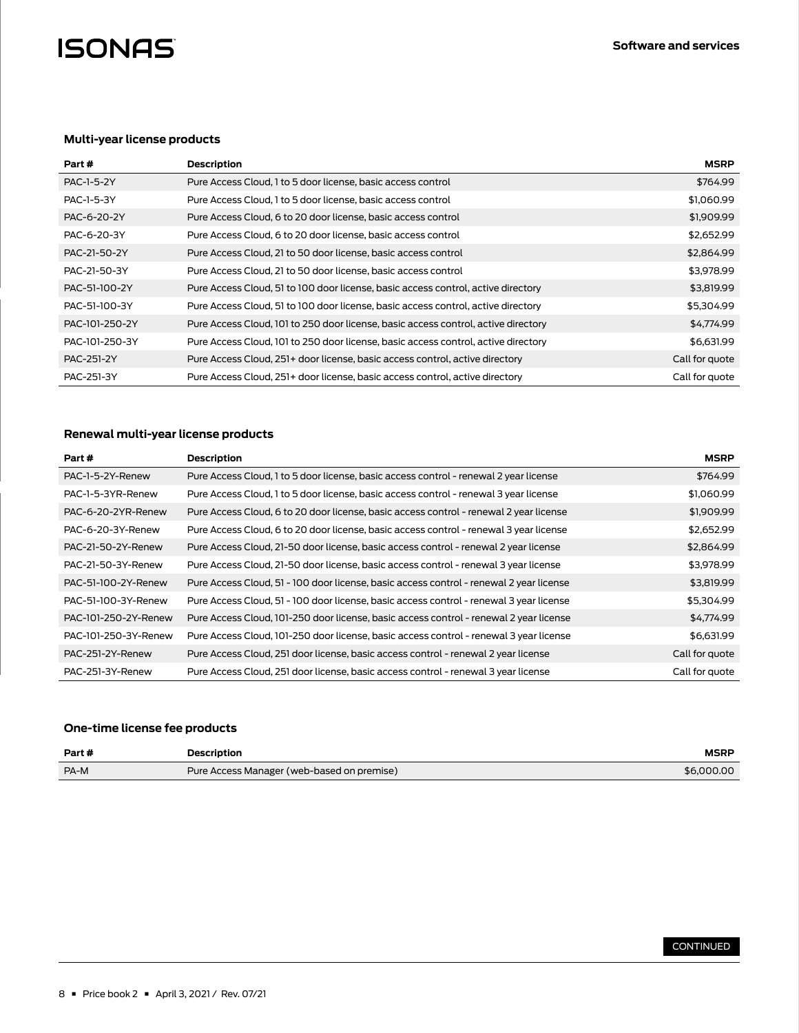## Software and services

### Multi-year license products

| Part # | Description | MSRP |
|---|---|---|
| PAC-1-5-2Y | Pure Access Cloud, 1 to 5 door license, basic access control | $764.99 |
| PAC-1-5-3Y | Pure Access Cloud, 1 to 5 door license, basic access control | $1,060.99 |
| PAC-6-20-2Y | Pure Access Cloud, 6 to 20 door license, basic access control | $1,909.99 |
| PAC-6-20-3Y | Pure Access Cloud, 6 to 20 door license, basic access control | $2,652.99 |
| PAC-21-50-2Y | Pure Access Cloud, 21 to 50 door license, basic access control | $2,864.99 |
| PAC-21-50-3Y | Pure Access Cloud, 21 to 50 door license, basic access control | $3,978.99 |
| PAC-51-100-2Y | Pure Access Cloud, 51 to 100 door license, basic access control, active directory | $3,819.99 |
| PAC-51-100-3Y | Pure Access Cloud, 51 to 100 door license, basic access control, active directory | $5,304.99 |
| PAC-101-250-2Y | Pure Access Cloud, 101 to 250 door license, basic access control, active directory | $4,774.99 |
| PAC-101-250-3Y | Pure Access Cloud, 101 to 250 door license, basic access control, active directory | $6,631.99 |
| PAC-251-2Y | Pure Access Cloud, 251+ door license, basic access control, active directory | Call for quote |
| PAC-251-3Y | Pure Access Cloud, 251+ door license, basic access control, active directory | Call for quote |

### Renewal multi-year license products

| Part # | Description | MSRP |
|---|---|---|
| PAC-1-5-2Y-Renew | Pure Access Cloud, 1 to 5 door license, basic access control - renewal 2 year license | $764.99 |
| PAC-1-5-3YR-Renew | Pure Access Cloud, 1 to 5 door license, basic access control - renewal 3 year license | $1,060.99 |
| PAC-6-20-2YR-Renew | Pure Access Cloud, 6 to 20 door license, basic access control - renewal 2 year license | $1,909.99 |
| PAC-6-20-3Y-Renew | Pure Access Cloud, 6 to 20 door license, basic access control - renewal 3 year license | $2,652.99 |
| PAC-21-50-2Y-Renew | Pure Access Cloud, 21-50 door license, basic access control - renewal 2 year license | $2,864.99 |
| PAC-21-50-3Y-Renew | Pure Access Cloud, 21-50 door license, basic access control - renewal 3 year license | $3,978.99 |
| PAC-51-100-2Y-Renew | Pure Access Cloud, 51 - 100 door license, basic access control - renewal 2 year license | $3,819.99 |
| PAC-51-100-3Y-Renew | Pure Access Cloud, 51 - 100 door license, basic access control - renewal 3 year license | $5,304.99 |
| PAC-101-250-2Y-Renew | Pure Access Cloud, 101-250 door license, basic access control - renewal 2 year license | $4,774.99 |
| PAC-101-250-3Y-Renew | Pure Access Cloud, 101-250 door license, basic access control - renewal 3 year license | $6,631.99 |
| PAC-251-2Y-Renew | Pure Access Cloud, 251 door license, basic access control - renewal 2 year license | Call for quote |
| PAC-251-3Y-Renew | Pure Access Cloud, 251 door license, basic access control - renewal 3 year license | Call for quote |

### One-time license fee products

| Part # | Description | MSRP |
|---|---|---|
| PA-M | Pure Access Manager (web-based on premise) | $6,000.00 |

CONTINUED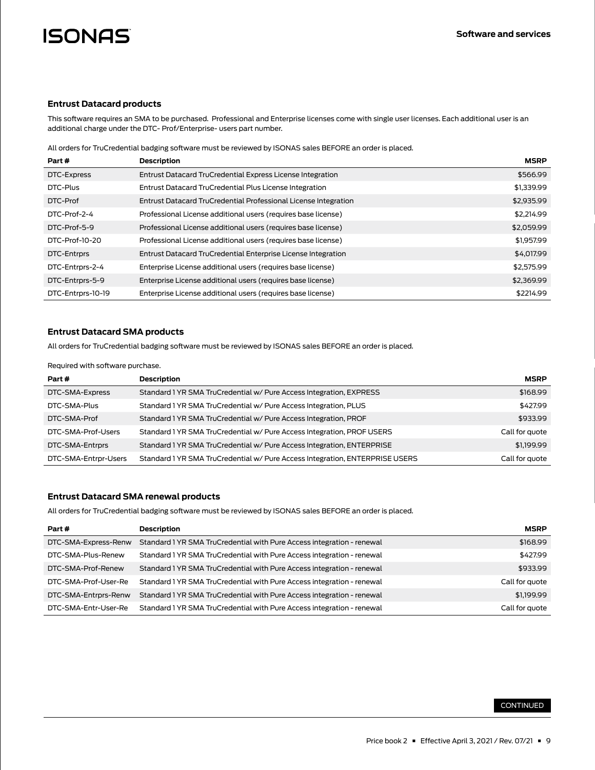## Entrust Datacard products

This software requires an SMA to be purchased. Professional and Enterprise licenses come with single user licenses. Each additional user is an additional charge under the DTC- Prof/Enterprise- users part number.

All orders for TruCredential badging software must be reviewed by ISONAS sales BEFORE an order is placed.

| Part # | Description | MSRP |
|---|---|---|
| DTC-Express | Entrust Datacard TruCredential Express License Integration | $566.99 |
| DTC-Plus | Entrust Datacard TruCredential Plus License Integration | $1,339.99 |
| DTC-Prof | Entrust Datacard TruCredential Professional License Integration | $2,935.99 |
| DTC-Prof-2-4 | Professional License additional users (requires base license) | $2,214.99 |
| DTC-Prof-5-9 | Professional License additional users (requires base license) | $2,059.99 |
| DTC-Prof-10-20 | Professional License additional users (requires base license) | $1,957.99 |
| DTC-Entrprs | Entrust Datacard TruCredential Enterprise License Integration | $4,017.99 |
| DTC-Entrprs-2-4 | Enterprise License additional users (requires base license) | $2,575.99 |
| DTC-Entrprs-5-9 | Enterprise License additional users (requires base license) | $2,369.99 |
| DTC-Entrprs-10-19 | Enterprise License additional users (requires base license) | $2214.99 |

## Entrust Datacard SMA products

All orders for TruCredential badging software must be reviewed by ISONAS sales BEFORE an order is placed.

Required with software purchase.

| Part # | Description | MSRP |
|---|---|---|
| DTC-SMA-Express | Standard 1 YR SMA TruCredential w/ Pure Access Integration, EXPRESS | $168.99 |
| DTC-SMA-Plus | Standard 1 YR SMA TruCredential w/ Pure Access Integration, PLUS | $427.99 |
| DTC-SMA-Prof | Standard 1 YR SMA TruCredential w/ Pure Access Integration, PROF | $933.99 |
| DTC-SMA-Prof-Users | Standard 1 YR SMA TruCredential w/ Pure Access Integration, PROF USERS | Call for quote |
| DTC-SMA-Entrprs | Standard 1 YR SMA TruCredential w/ Pure Access Integration, ENTERPRISE | $1,199.99 |
| DTC-SMA-Entrpr-Users | Standard 1 YR SMA TruCredential w/ Pure Access Integration, ENTERPRISE USERS | Call for quote |

## Entrust Datacard SMA renewal products

All orders for TruCredential badging software must be reviewed by ISONAS sales BEFORE an order is placed.

| Part # | Description | MSRP |
|---|---|---|
| DTC-SMA-Express-Renw | Standard 1 YR SMA TruCredential with Pure Access integration - renewal | $168.99 |
| DTC-SMA-Plus-Renew | Standard 1 YR SMA TruCredential with Pure Access integration - renewal | $427.99 |
| DTC-SMA-Prof-Renew | Standard 1 YR SMA TruCredential with Pure Access integration - renewal | $933.99 |
| DTC-SMA-Prof-User-Re | Standard 1 YR SMA TruCredential with Pure Access integration - renewal | Call for quote |
| DTC-SMA-Entrprs-Renw | Standard 1 YR SMA TruCredential with Pure Access integration - renewal | $1,199.99 |
| DTC-SMA-Entr-User-Re | Standard 1 YR SMA TruCredential with Pure Access integration - renewal | Call for quote |

CONTINUED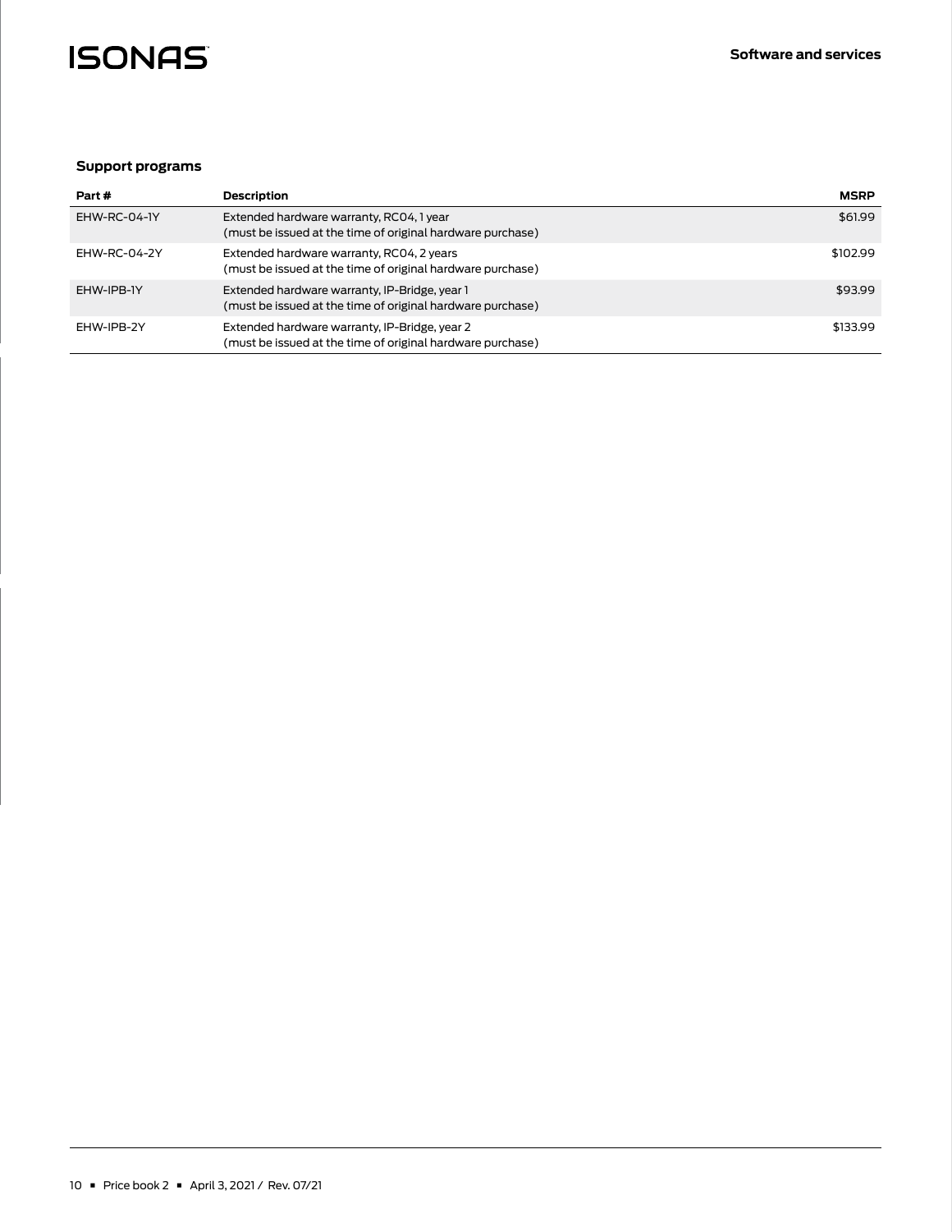## Support programs

| Part # | Description | MSRP |
|---|---|---|
| EHW-RC-04-1Y | Extended hardware warranty, RC04, 1 year (must be issued at the time of original hardware purchase) | $61.99 |
| EHW-RC-04-2Y | Extended hardware warranty, RC04, 2 years (must be issued at the time of original hardware purchase) | $102.99 |
| EHW-IPB-1Y | Extended hardware warranty, IP-Bridge, year 1 (must be issued at the time of original hardware purchase) | $93.99 |
| EHW-IPB-2Y | Extended hardware warranty, IP-Bridge, year 2 (must be issued at the time of original hardware purchase) | $133.99 |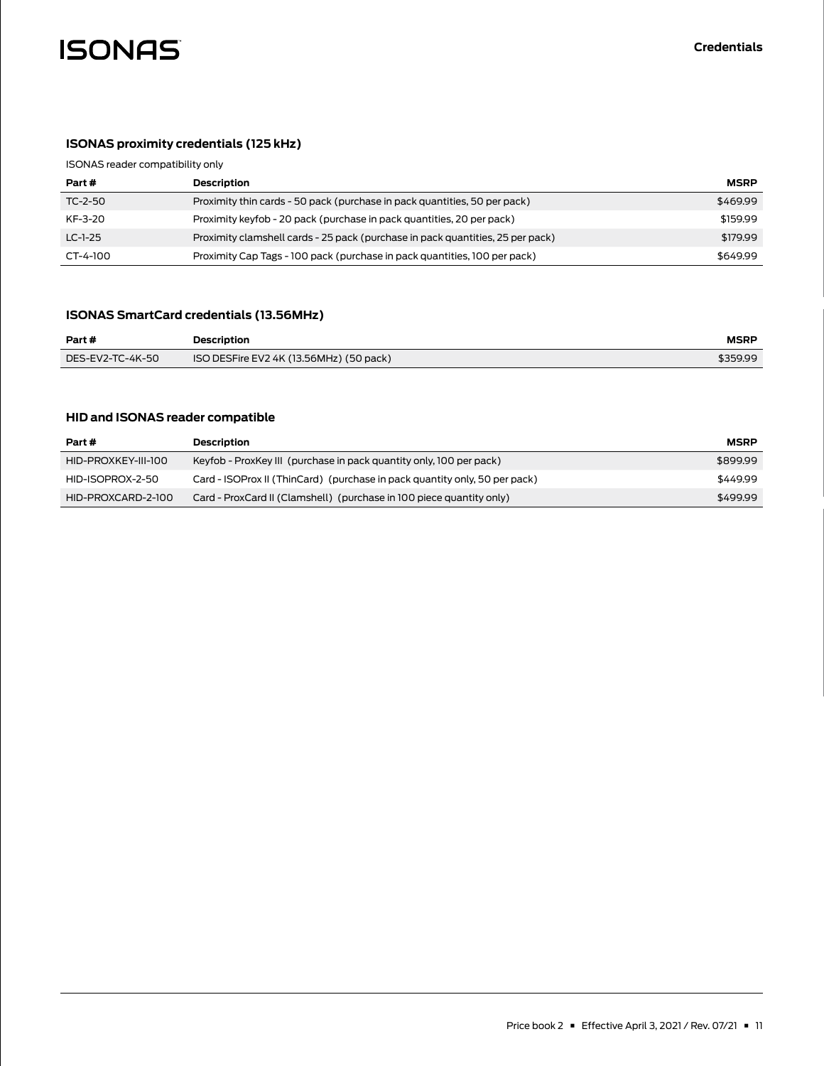## ISONAS proximity credentials (125 kHz)

ISONAS reader compatibility only

| Part # | Description | MSRP |
|---|---|---|
| TC-2-50 | Proximity thin cards - 50 pack (purchase in pack quantities, 50 per pack) | $469.99 |
| KF-3-20 | Proximity keyfob - 20 pack (purchase in pack quantities, 20 per pack) | $159.99 |
| LC-1-25 | Proximity clamshell cards - 25 pack (purchase in pack quantities, 25 per pack) | $179.99 |
| CT-4-100 | Proximity Cap Tags - 100 pack (purchase in pack quantities, 100 per pack) | $649.99 |

## ISONAS SmartCard credentials (13.56MHz)

| Part # | Description | MSRP |
|---|---|---|
| DES-EV2-TC-4K-50 | ISO DESFire EV2 4K (13.56MHz) (50 pack) | $359.99 |

## HID and ISONAS reader compatible

| Part # | Description | MSRP |
|---|---|---|
| HID-PROXKEY-III-100 | Keyfob - ProxKey III (purchase in pack quantity only, 100 per pack) | $899.99 |
| HID-ISOPROX-2-50 | Card - ISOProx II (ThinCard) (purchase in pack quantity only, 50 per pack) | $449.99 |
| HID-PROXCARD-2-100 | Card - ProxCard II (Clamshell) (purchase in 100 piece quantity only) | $499.99 |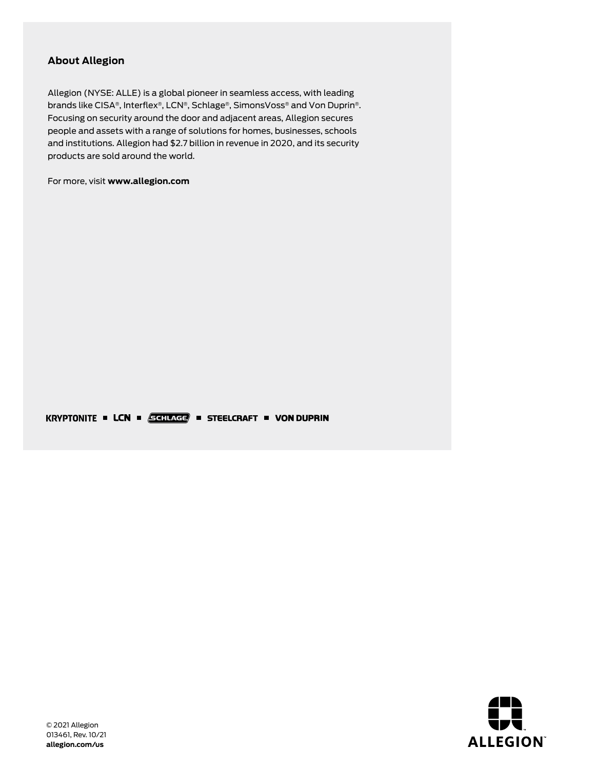### About Allegion

Allegion (NYSE: ALLE) is a global pioneer in seamless access, with leading brands like CISA®, Interflex®, LCN®, Schlage®, SimonsVoss® and Von Duprin®. Focusing on security around the door and adjacent areas, Allegion secures people and assets with a range of solutions for homes, businesses, schools and institutions. Allegion had $2.7 billion in revenue in 2020, and its security products are sold around the world.

For more, visit **www.allegion.com**

KRYPTONITE ■ LCN ■ SCHLAGE ■ STEELCRAFT ■ VON DUPRIN

© 2021 Allegion
013461, Rev. 10/21
**allegion.com/us**

ALLEGION™